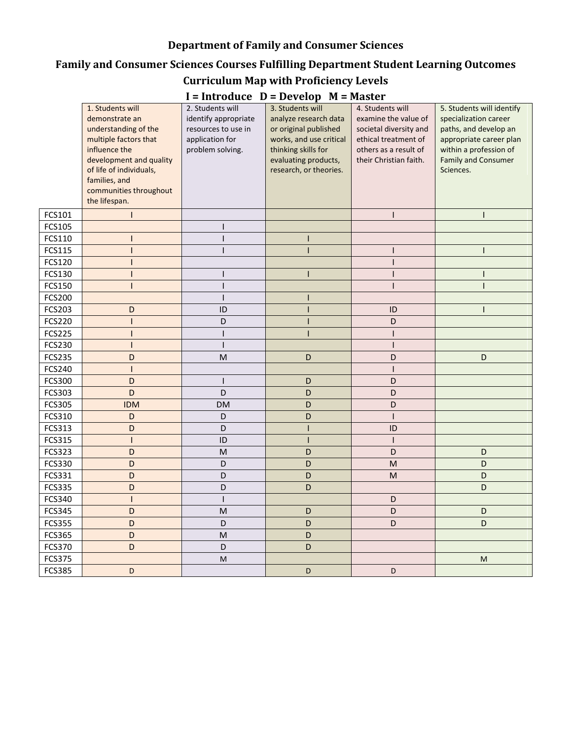# Department of Family and Consumer Sciences

## Family and Consumer Sciences Courses Fulfilling Department Student Learning Outcomes

## Curriculum Map with Proficiency Levels

### I = Introduce   D = Develop   M = Master

| | 1. Students will demonstrate an understanding of the multiple factors that influence the development and quality of life of individuals, families, and communities throughout the lifespan. | 2. Students will identify appropriate resources to use in application for problem solving. | 3. Students will analyze research data or original published works, and use critical thinking skills for evaluating products, research, or theories. | 4. Students will examine the value of societal diversity and ethical treatment of others as a result of their Christian faith. | 5. Students will identify specialization career paths, and develop an appropriate career plan within a profession of Family and Consumer Sciences. |
|---|---|---|---|---|---|
| FCS101 | I | | | I | I |
| FCS105 | | I | | | |
| FCS110 | I | I | I | | |
| FCS115 | I | I | I | I | I |
| FCS120 | I | | | I | |
| FCS130 | I | I | I | I | I |
| FCS150 | I | I | | I | I |
| FCS200 | | I | I | | |
| FCS203 | D | ID | I | ID | I |
| FCS220 | I | D | I | D | |
| FCS225 | I | I | I | I | |
| FCS230 | I | I | | I | |
| FCS235 | D | M | D | D | D |
| FCS240 | I | | | I | |
| FCS300 | D | I | D | D | |
| FCS303 | D | D | D | D | |
| FCS305 | IDM | DM | D | D | |
| FCS310 | D | D | D | I | |
| FCS313 | D | D | I | ID | |
| FCS315 | I | ID | I | I | |
| FCS323 | D | M | D | D | D |
| FCS330 | D | D | D | M | D |
| FCS331 | D | D | D | M | D |
| FCS335 | D | D | D | | D |
| FCS340 | I | I | | D | |
| FCS345 | D | M | D | D | D |
| FCS355 | D | D | D | D | D |
| FCS365 | D | M | D | | |
| FCS370 | D | D | D | | |
| FCS375 | | M | | | M |
| FCS385 | D | | D | D | |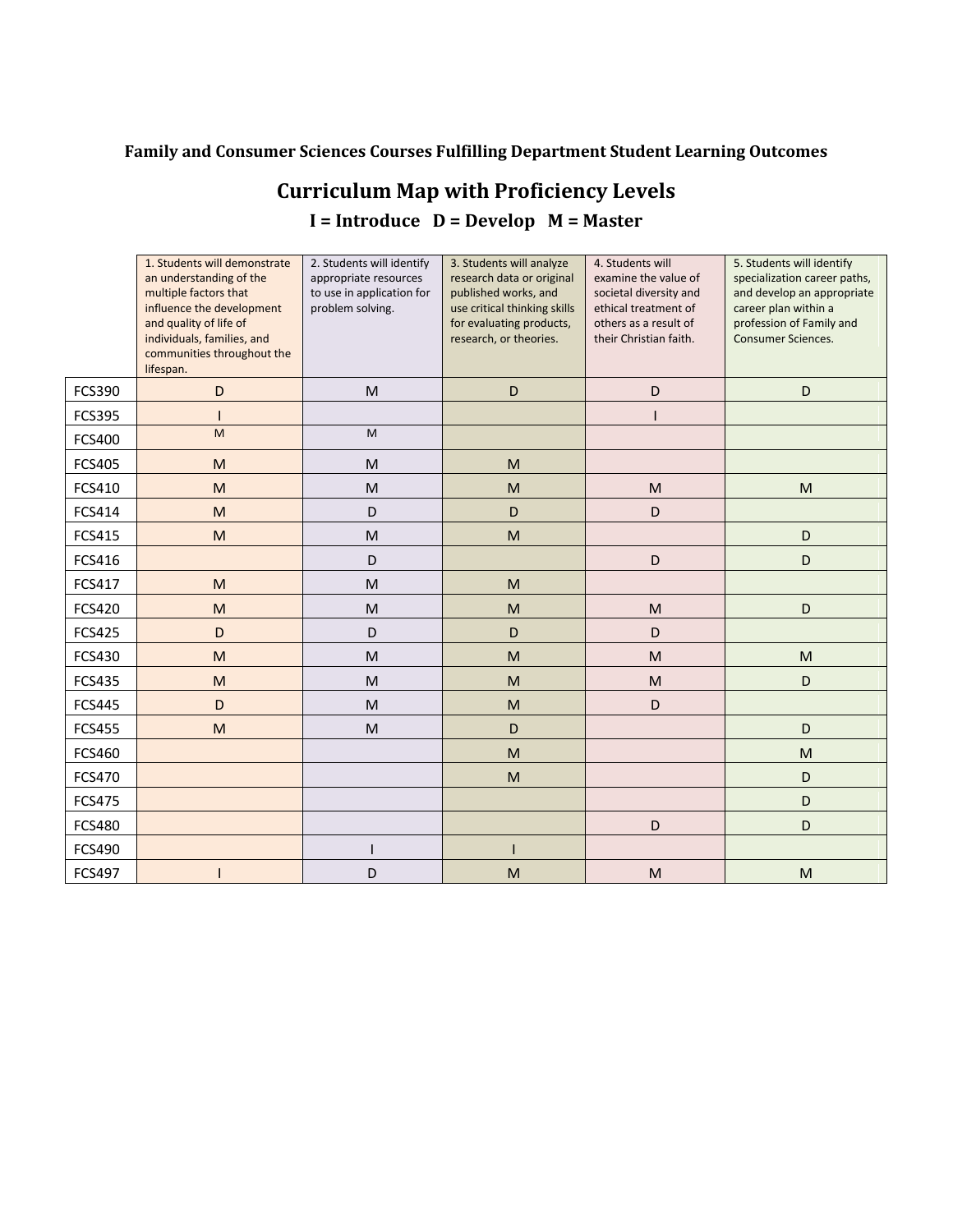**Family and Consumer Sciences Courses Fulfilling Department Student Learning Outcomes**

## Curriculum Map with Proficiency Levels

### I = Introduce   D = Develop   M = Master

| | 1. Students will demonstrate an understanding of the multiple factors that influence the development and quality of life of individuals, families, and communities throughout the lifespan. | 2. Students will identify appropriate resources to use in application for problem solving. | 3. Students will analyze research data or original published works, and use critical thinking skills for evaluating products, research, or theories. | 4. Students will examine the value of societal diversity and ethical treatment of others as a result of their Christian faith. | 5. Students will identify specialization career paths, and develop an appropriate career plan within a profession of Family and Consumer Sciences. |
|---|---|---|---|---|---|
| FCS390 | D | M | D | D | D |
| FCS395 | I | | | I | |
| FCS400 | M | M | | | |
| FCS405 | M | M | M | | |
| FCS410 | M | M | M | M | M |
| FCS414 | M | D | D | D | |
| FCS415 | M | M | M | | D |
| FCS416 | | D | | D | D |
| FCS417 | M | M | M | | |
| FCS420 | M | M | M | M | D |
| FCS425 | D | D | D | D | |
| FCS430 | M | M | M | M | M |
| FCS435 | M | M | M | M | D |
| FCS445 | D | M | M | D | |
| FCS455 | M | M | D | | D |
| FCS460 | | | M | | M |
| FCS470 | | | M | | D |
| FCS475 | | | | | D |
| FCS480 | | | | D | D |
| FCS490 | | I | I | | |
| FCS497 | I | D | M | M | M |